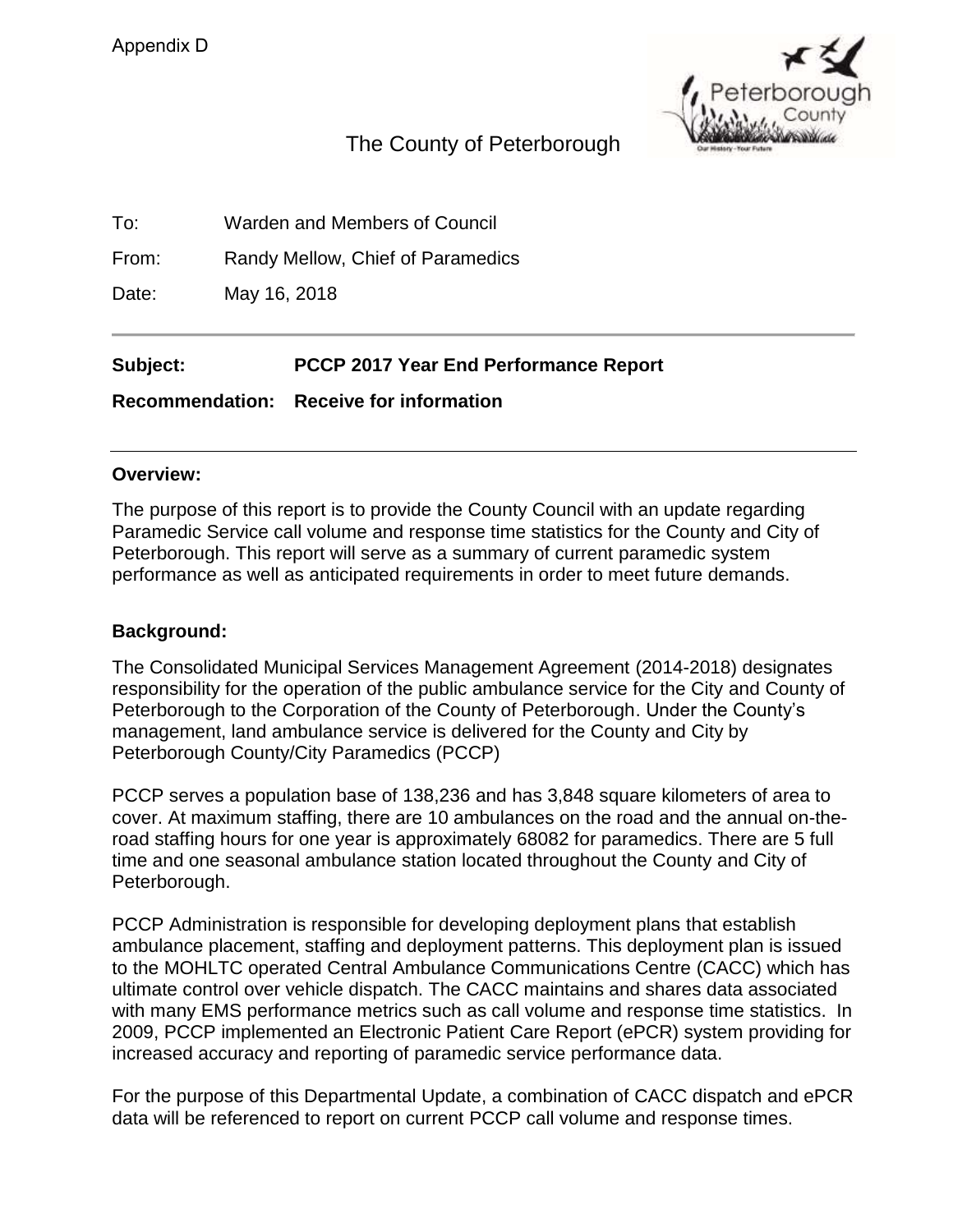Appendix D

# The County of Peterborough

To: Warden and Members of Council

From: Randy Mellow, Chief of Paramedics

Date: May 16, 2018

---

**Subject: PCCP 2017 Year End Performance Report**

**Recommendation: Receive for information**

---

## Overview:

The purpose of this report is to provide the County Council with an update regarding Paramedic Service call volume and response time statistics for the County and City of Peterborough. This report will serve as a summary of current paramedic system performance as well as anticipated requirements in order to meet future demands.

## Background:

The Consolidated Municipal Services Management Agreement (2014-2018) designates responsibility for the operation of the public ambulance service for the City and County of Peterborough to the Corporation of the County of Peterborough. Under the County's management, land ambulance service is delivered for the County and City by Peterborough County/City Paramedics (PCCP)

PCCP serves a population base of 138,236 and has 3,848 square kilometers of area to cover. At maximum staffing, there are 10 ambulances on the road and the annual on-the-road staffing hours for one year is approximately 68082 for paramedics. There are 5 full time and one seasonal ambulance station located throughout the County and City of Peterborough.

PCCP Administration is responsible for developing deployment plans that establish ambulance placement, staffing and deployment patterns. This deployment plan is issued to the MOHLTC operated Central Ambulance Communications Centre (CACC) which has ultimate control over vehicle dispatch. The CACC maintains and shares data associated with many EMS performance metrics such as call volume and response time statistics. In 2009, PCCP implemented an Electronic Patient Care Report (ePCR) system providing for increased accuracy and reporting of paramedic service performance data.

For the purpose of this Departmental Update, a combination of CACC dispatch and ePCR data will be referenced to report on current PCCP call volume and response times.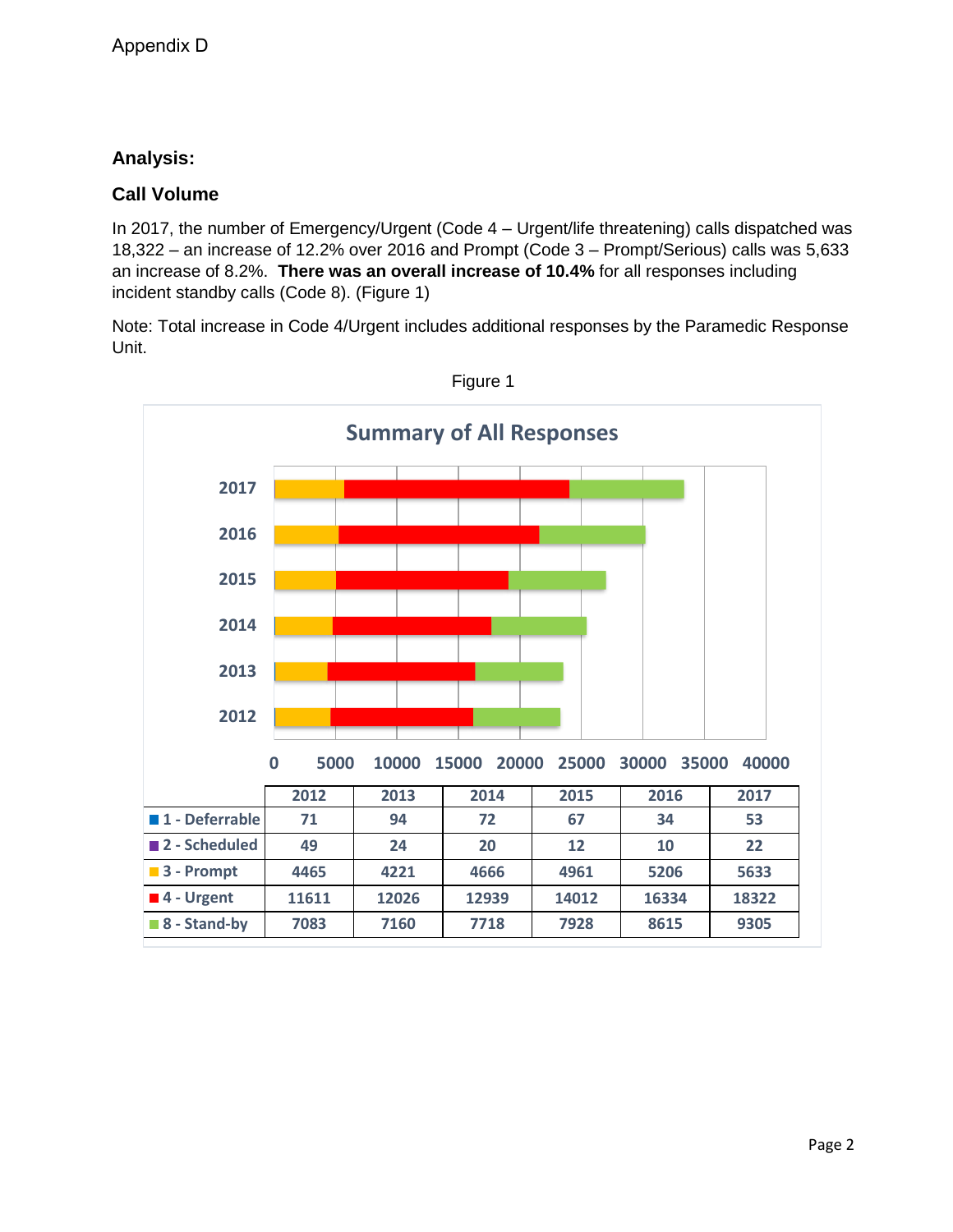Appendix D

## Analysis:

### Call Volume

In 2017, the number of Emergency/Urgent (Code 4 – Urgent/life threatening) calls dispatched was 18,322 – an increase of 12.2% over 2016 and Prompt (Code 3 – Prompt/Serious) calls was 5,633 an increase of 8.2%. **There was an overall increase of 10.4%** for all responses including incident standby calls (Code 8). (Figure 1)

Note: Total increase in Code 4/Urgent includes additional responses by the Paramedic Response Unit.

Figure 1

**Summary of All Responses**

| | 2012 | 2013 | 2014 | 2015 | 2016 | 2017 |
|---|---|---|---|---|---|---|
| 1 - Deferrable | 71 | 94 | 72 | 67 | 34 | 53 |
| 2 - Scheduled | 49 | 24 | 20 | 12 | 10 | 22 |
| 3 - Prompt | 4465 | 4221 | 4666 | 4961 | 5206 | 5633 |
| 4 - Urgent | 11611 | 12026 | 12939 | 14012 | 16334 | 18322 |
| 8 - Stand-by | 7083 | 7160 | 7718 | 7928 | 8615 | 9305 |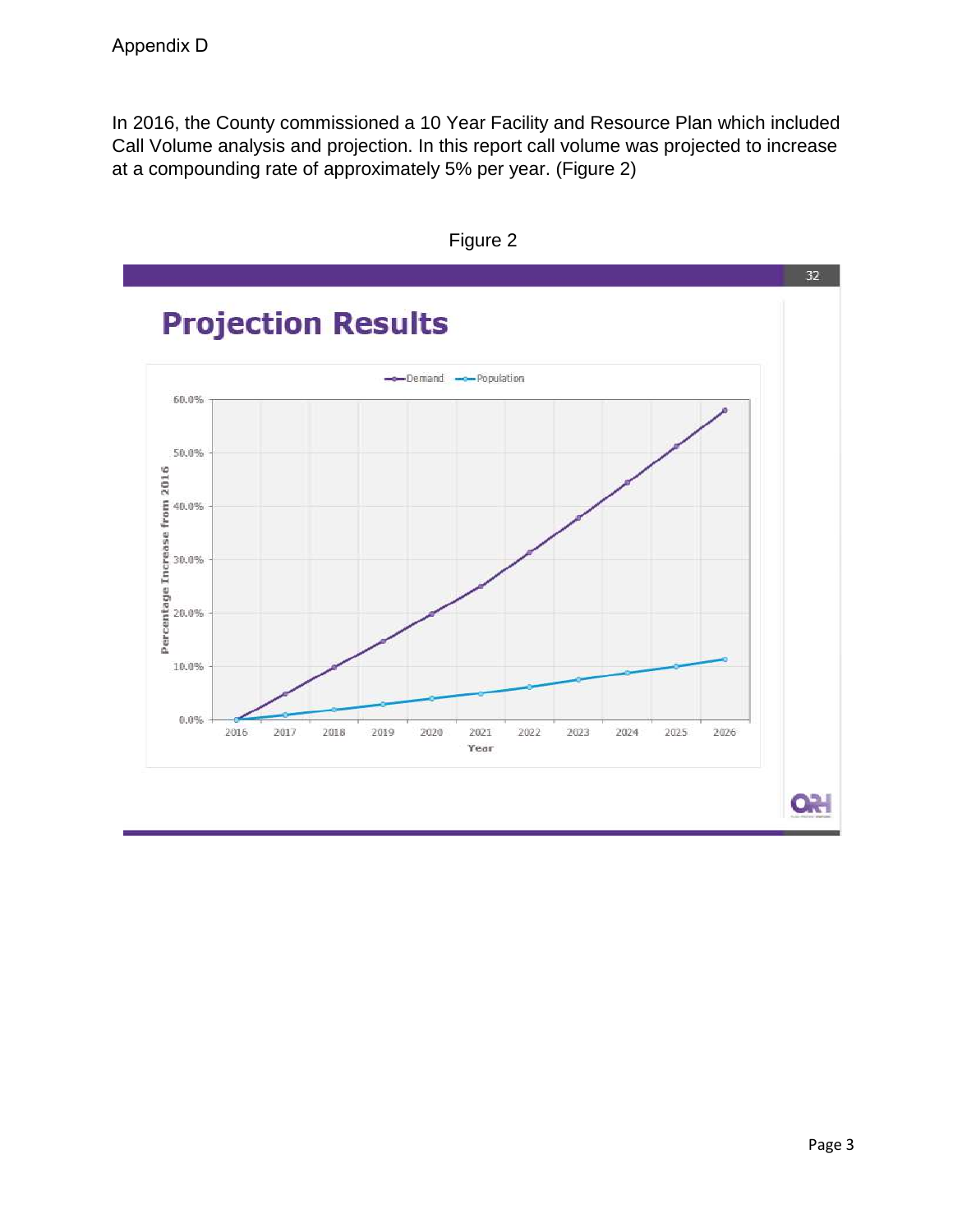Appendix D

In 2016, the County commissioned a 10 Year Facility and Resource Plan which included Call Volume analysis and projection. In this report call volume was projected to increase at a compounding rate of approximately 5% per year. (Figure 2)

Figure 2

## Projection Results

Demand — Population

Percentage Increase from 2016 (0.0% – 60.0%) vs. Year (2016 – 2026)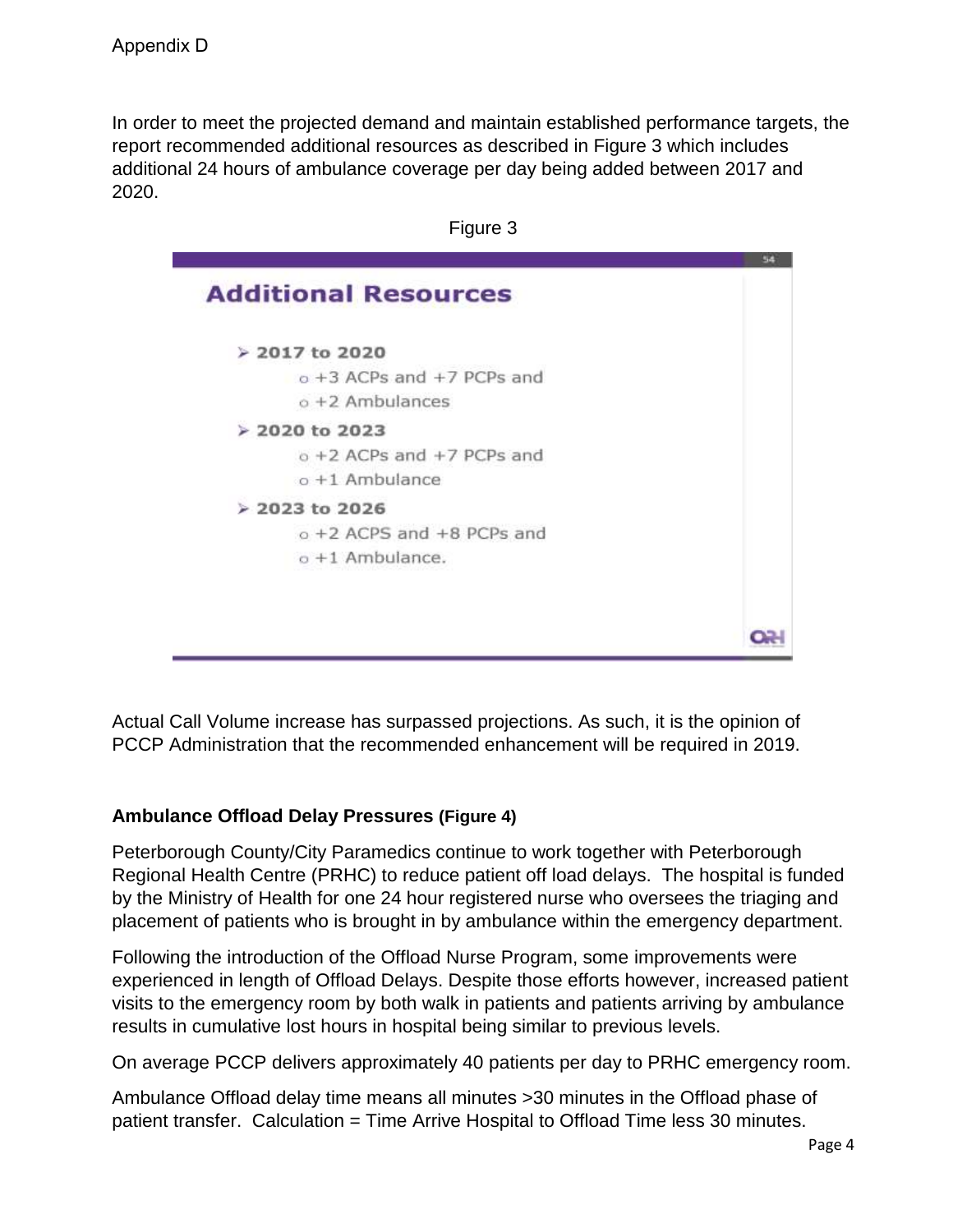Appendix D

In order to meet the projected demand and maintain established performance targets, the report recommended additional resources as described in Figure 3 which includes additional 24 hours of ambulance coverage per day being added between 2017 and 2020.

Figure 3

## Additional Resources

- **2017 to 2020**
  - +3 ACPs and +7 PCPs and
  - +2 Ambulances
- **2020 to 2023**
  - +2 ACPs and +7 PCPs and
  - +1 Ambulance
- **2023 to 2026**
  - +2 ACPS and +8 PCPs and
  - +1 Ambulance.

Actual Call Volume increase has surpassed projections. As such, it is the opinion of PCCP Administration that the recommended enhancement will be required in 2019.

### Ambulance Offload Delay Pressures (Figure 4)

Peterborough County/City Paramedics continue to work together with Peterborough Regional Health Centre (PRHC) to reduce patient off load delays. The hospital is funded by the Ministry of Health for one 24 hour registered nurse who oversees the triaging and placement of patients who is brought in by ambulance within the emergency department.

Following the introduction of the Offload Nurse Program, some improvements were experienced in length of Offload Delays. Despite those efforts however, increased patient visits to the emergency room by both walk in patients and patients arriving by ambulance results in cumulative lost hours in hospital being similar to previous levels.

On average PCCP delivers approximately 40 patients per day to PRHC emergency room.

Ambulance Offload delay time means all minutes >30 minutes in the Offload phase of patient transfer. Calculation = Time Arrive Hospital to Offload Time less 30 minutes.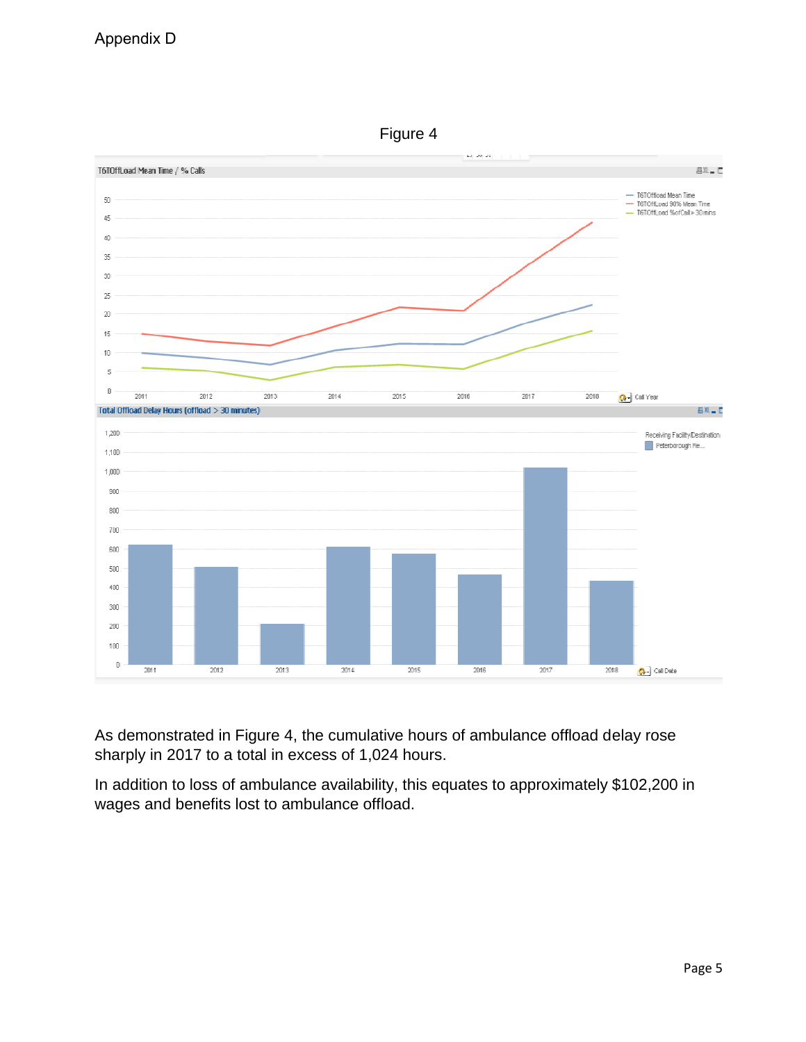Appendix D

Figure 4

As demonstrated in Figure 4, the cumulative hours of ambulance offload delay rose sharply in 2017 to a total in excess of 1,024 hours.

In addition to loss of ambulance availability, this equates to approximately $102,200 in wages and benefits lost to ambulance offload.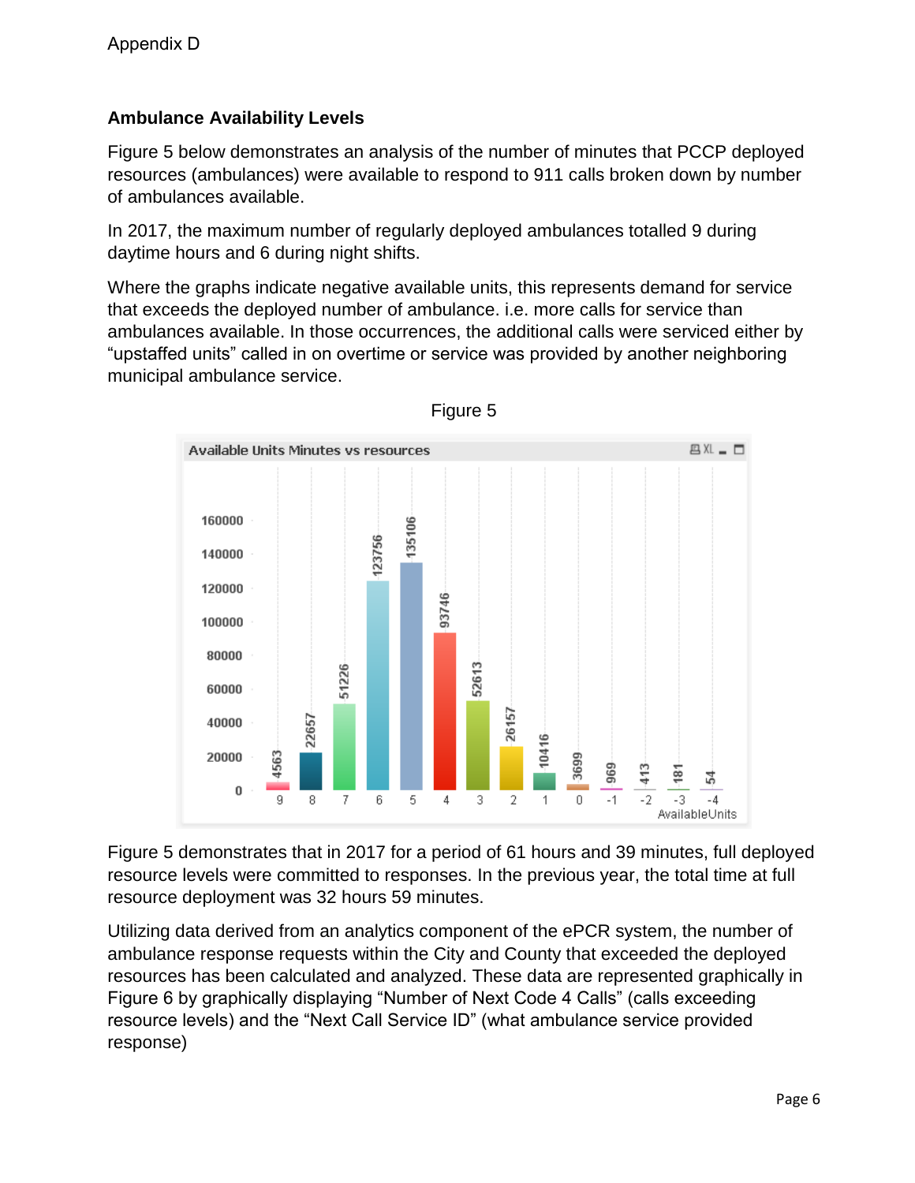Appendix D

**Ambulance Availability Levels**

Figure 5 below demonstrates an analysis of the number of minutes that PCCP deployed resources (ambulances) were available to respond to 911 calls broken down by number of ambulances available.

In 2017, the maximum number of regularly deployed ambulances totalled 9 during daytime hours and 6 during night shifts.

Where the graphs indicate negative available units, this represents demand for service that exceeds the deployed number of ambulance. i.e. more calls for service than ambulances available. In those occurrences, the additional calls were serviced either by “upstaffed units” called in on overtime or service was provided by another neighboring municipal ambulance service.

Figure 5

Available Units Minutes vs resources

| AvailableUnits | 9 | 8 | 7 | 6 | 5 | 4 | 3 | 2 | 1 | 0 | -1 | -2 | -3 | -4 |
|---|---|---|---|---|---|---|---|---|---|---|---|---|---|---|
| Minutes | 4563 | 22657 | 51226 | 123756 | 135106 | 93746 | 52613 | 26157 | 10416 | 3699 | 969 | 413 | 181 | 54 |

Figure 5 demonstrates that in 2017 for a period of 61 hours and 39 minutes, full deployed resource levels were committed to responses. In the previous year, the total time at full resource deployment was 32 hours 59 minutes.

Utilizing data derived from an analytics component of the ePCR system, the number of ambulance response requests within the City and County that exceeded the deployed resources has been calculated and analyzed. These data are represented graphically in Figure 6 by graphically displaying “Number of Next Code 4 Calls” (calls exceeding resource levels) and the “Next Call Service ID” (what ambulance service provided response)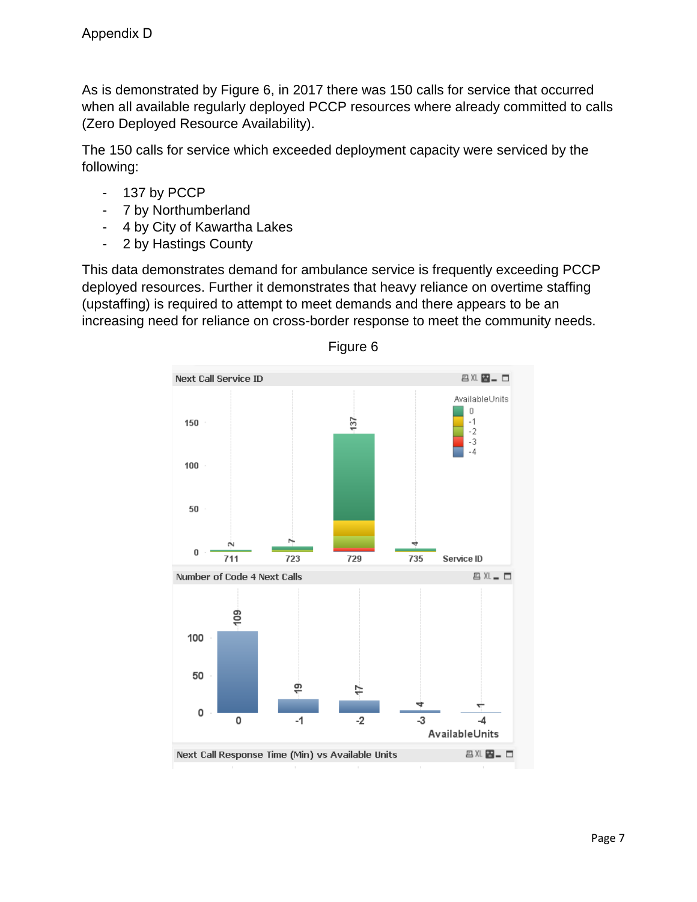Appendix D

As is demonstrated by Figure 6, in 2017 there was 150 calls for service that occurred when all available regularly deployed PCCP resources where already committed to calls (Zero Deployed Resource Availability).

The 150 calls for service which exceeded deployment capacity were serviced by the following:

- 137 by PCCP
- 7 by Northumberland
- 4 by City of Kawartha Lakes
- 2 by Hastings County

This data demonstrates demand for ambulance service is frequently exceeding PCCP deployed resources. Further it demonstrates that heavy reliance on overtime staffing (upstaffing) is required to attempt to meet demands and there appears to be an increasing need for reliance on cross-border response to meet the community needs.

Figure 6

Next Call Service ID

| Service ID | Next Calls |
|---|---|
| 711 | 2 |
| 723 | 7 |
| 729 | 137 |
| 735 | 4 |

Number of Code 4 Next Calls

| AvailableUnits | Number of Code 4 Next Calls |
|---|---|
| 0 | 109 |
| -1 | 19 |
| -2 | 17 |
| -3 | 4 |
| -4 | 1 |

Next Call Response Time (Min) vs Available Units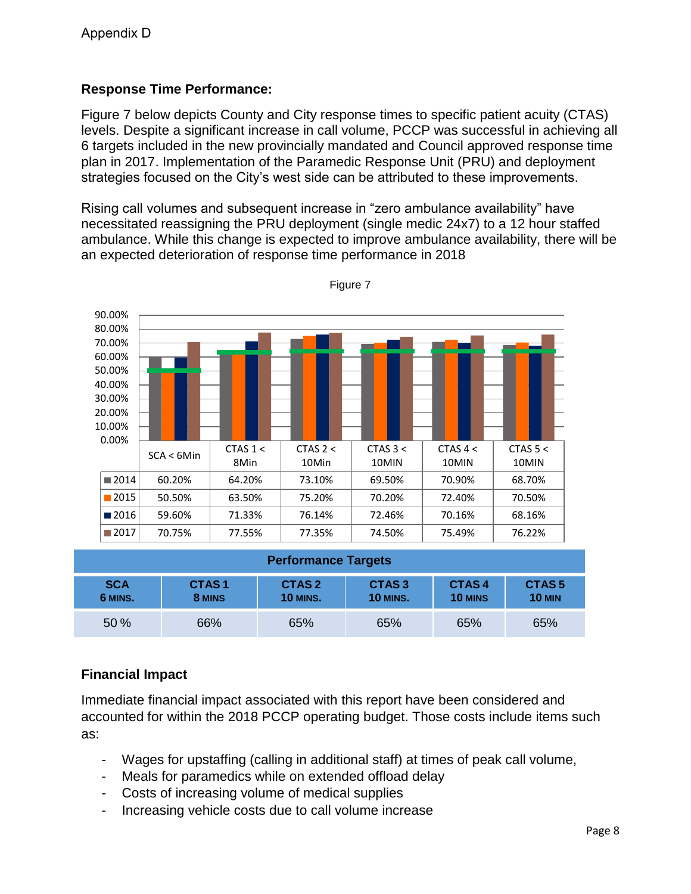Appendix D

**Response Time Performance:**

Figure 7 below depicts County and City response times to specific patient acuity (CTAS) levels. Despite a significant increase in call volume, PCCP was successful in achieving all 6 targets included in the new provincially mandated and Council approved response time plan in 2017. Implementation of the Paramedic Response Unit (PRU) and deployment strategies focused on the City's west side can be attributed to these improvements.

Rising call volumes and subsequent increase in "zero ambulance availability" have necessitated reassigning the PRU deployment (single medic 24x7) to a 12 hour staffed ambulance. While this change is expected to improve ambulance availability, there will be an expected deterioration of response time performance in 2018

Figure 7

| | SCA < 6Min | CTAS 1 < 8Min | CTAS 2 < 10Min | CTAS 3 < 10MIN | CTAS 4 < 10MIN | CTAS 5 < 10MIN |
|---|---|---|---|---|---|---|
| 2014 | 60.20% | 64.20% | 73.10% | 69.50% | 70.90% | 68.70% |
| 2015 | 50.50% | 63.50% | 75.20% | 70.20% | 72.40% | 70.50% |
| 2016 | 59.60% | 71.33% | 76.14% | 72.46% | 70.16% | 68.16% |
| 2017 | 70.75% | 77.55% | 77.35% | 74.50% | 75.49% | 76.22% |

**Performance Targets**

| SCA 6 MINS. | CTAS 1 8 MINS | CTAS 2 10 MINS. | CTAS 3 10 MINS. | CTAS 4 10 MINS | CTAS 5 10 MIN |
|---|---|---|---|---|---|
| 50 % | 66% | 65% | 65% | 65% | 65% |

**Financial Impact**

Immediate financial impact associated with this report have been considered and accounted for within the 2018 PCCP operating budget. Those costs include items such as:

- Wages for upstaffing (calling in additional staff) at times of peak call volume,
- Meals for paramedics while on extended offload delay
- Costs of increasing volume of medical supplies
- Increasing vehicle costs due to call volume increase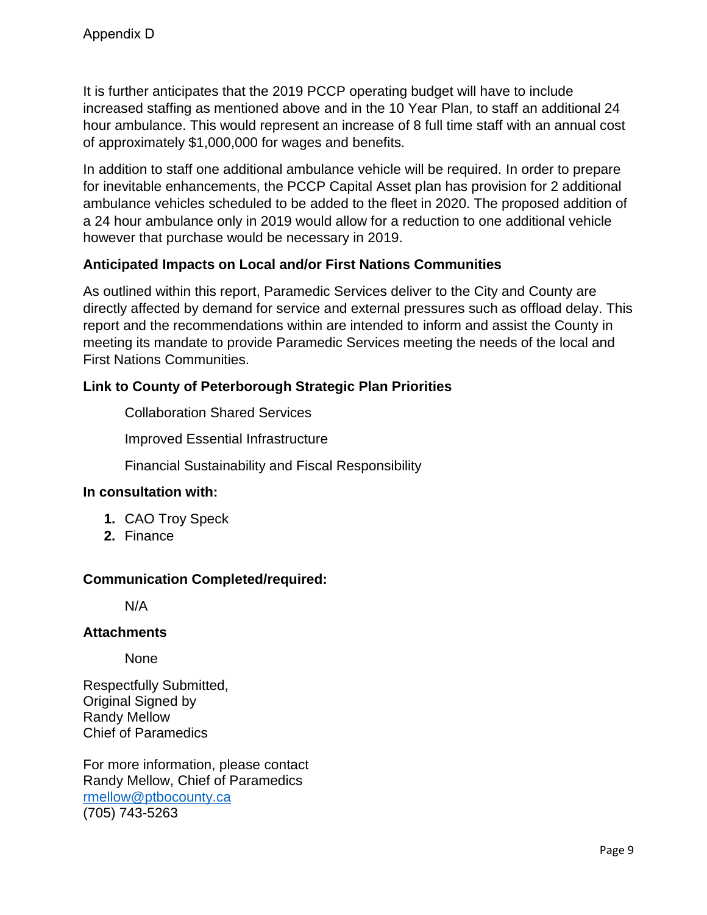It is further anticipates that the 2019 PCCP operating budget will have to include increased staffing as mentioned above and in the 10 Year Plan, to staff an additional 24 hour ambulance. This would represent an increase of 8 full time staff with an annual cost of approximately $1,000,000 for wages and benefits.

In addition to staff one additional ambulance vehicle will be required. In order to prepare for inevitable enhancements, the PCCP Capital Asset plan has provision for 2 additional ambulance vehicles scheduled to be added to the fleet in 2020. The proposed addition of a 24 hour ambulance only in 2019 would allow for a reduction to one additional vehicle however that purchase would be necessary in 2019.

**Anticipated Impacts on Local and/or First Nations Communities**

As outlined within this report, Paramedic Services deliver to the City and County are directly affected by demand for service and external pressures such as offload delay. This report and the recommendations within are intended to inform and assist the County in meeting its mandate to provide Paramedic Services meeting the needs of the local and First Nations Communities.

**Link to County of Peterborough Strategic Plan Priorities**

Collaboration Shared Services

Improved Essential Infrastructure

Financial Sustainability and Fiscal Responsibility

**In consultation with:**

1. CAO Troy Speck
2. Finance

**Communication Completed/required:**

N/A

**Attachments**

None

Respectfully Submitted,
Original Signed by
Randy Mellow
Chief of Paramedics

For more information, please contact
Randy Mellow, Chief of Paramedics
rmellow@ptbocounty.ca
(705) 743-5263